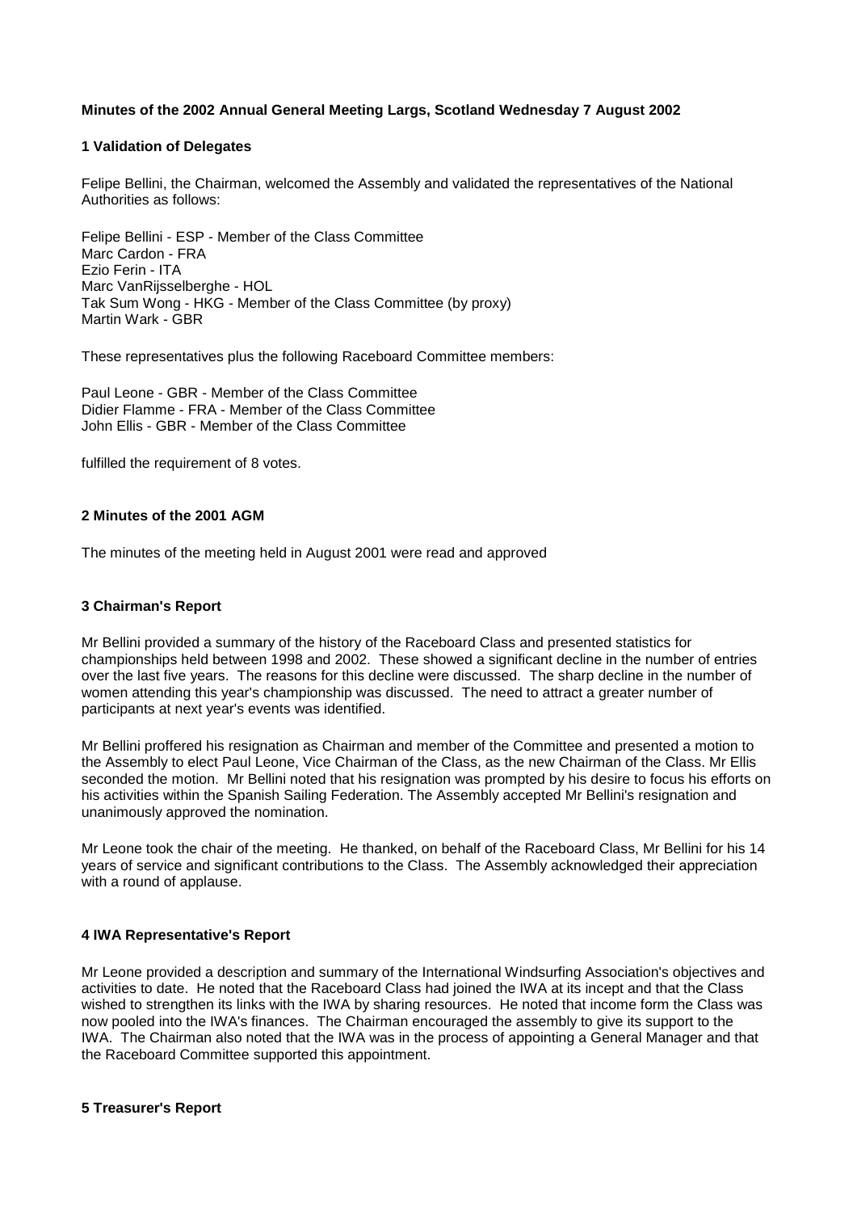**Minutes of the 2002 Annual General Meeting Largs, Scotland Wednesday 7 August 2002**

**1 Validation of Delegates**

Felipe Bellini, the Chairman, welcomed the Assembly and validated the representatives of the National Authorities as follows:

Felipe Bellini - ESP - Member of the Class Committee
Marc Cardon - FRA
Ezio Ferin - ITA
Marc VanRijsselberghe - HOL
Tak Sum Wong - HKG - Member of the Class Committee (by proxy)
Martin Wark - GBR

These representatives plus the following Raceboard Committee members:

Paul Leone - GBR - Member of the Class Committee
Didier Flamme - FRA - Member of the Class Committee
John Ellis - GBR - Member of the Class Committee

fulfilled the requirement of 8 votes.

**2 Minutes of the 2001 AGM**

The minutes of the meeting held in August 2001 were read and approved

**3 Chairman's Report**

Mr Bellini provided a summary of the history of the Raceboard Class and presented statistics for championships held between 1998 and 2002. These showed a significant decline in the number of entries over the last five years. The reasons for this decline were discussed. The sharp decline in the number of women attending this year's championship was discussed. The need to attract a greater number of participants at next year's events was identified.

Mr Bellini proffered his resignation as Chairman and member of the Committee and presented a motion to the Assembly to elect Paul Leone, Vice Chairman of the Class, as the new Chairman of the Class. Mr Ellis seconded the motion. Mr Bellini noted that his resignation was prompted by his desire to focus his efforts on his activities within the Spanish Sailing Federation. The Assembly accepted Mr Bellini's resignation and unanimously approved the nomination.

Mr Leone took the chair of the meeting. He thanked, on behalf of the Raceboard Class, Mr Bellini for his 14 years of service and significant contributions to the Class. The Assembly acknowledged their appreciation with a round of applause.

**4 IWA Representative's Report**

Mr Leone provided a description and summary of the International Windsurfing Association's objectives and activities to date. He noted that the Raceboard Class had joined the IWA at its incept and that the Class wished to strengthen its links with the IWA by sharing resources. He noted that income form the Class was now pooled into the IWA's finances. The Chairman encouraged the assembly to give its support to the IWA. The Chairman also noted that the IWA was in the process of appointing a General Manager and that the Raceboard Committee supported this appointment.

**5 Treasurer's Report**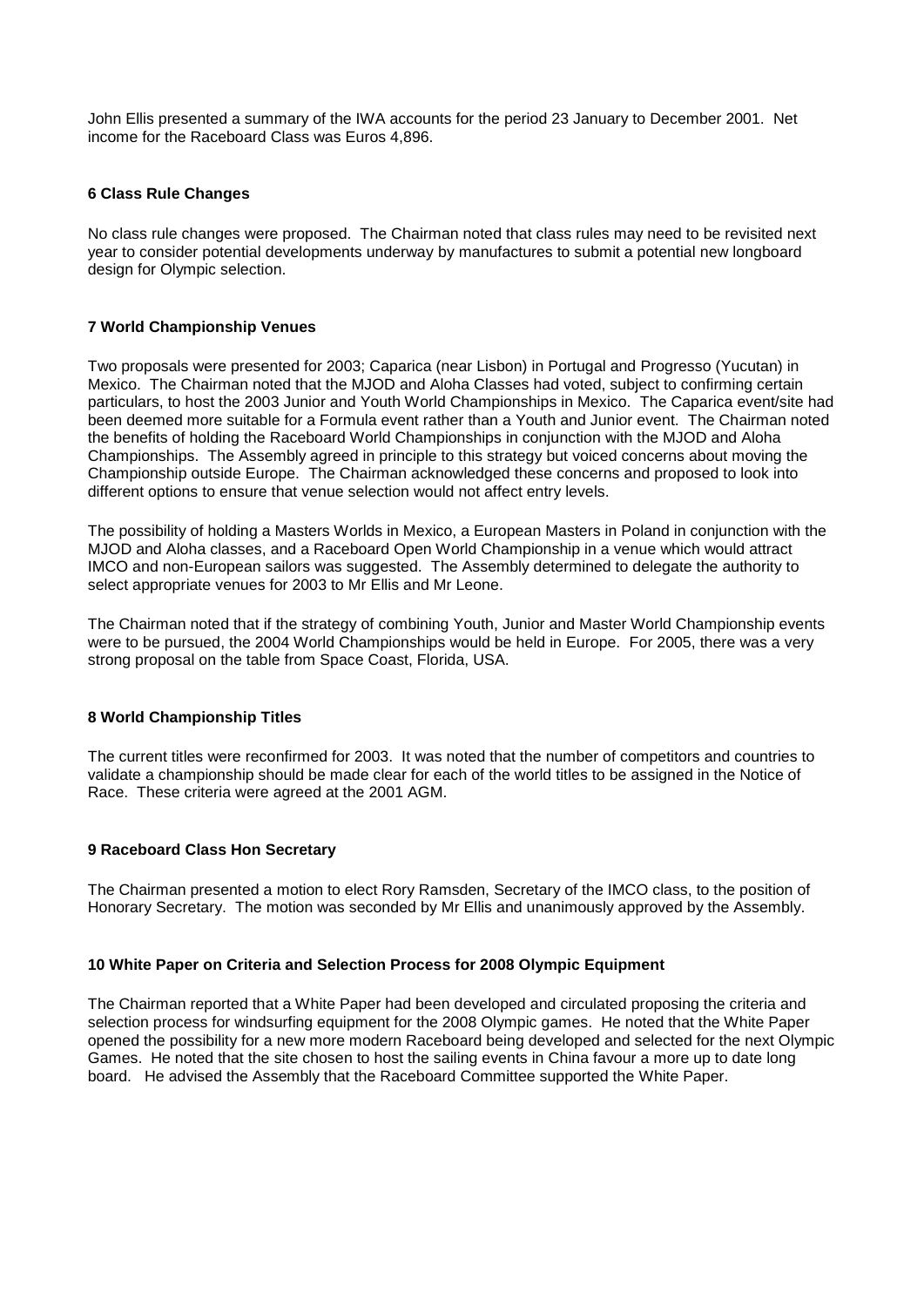John Ellis presented a summary of the IWA accounts for the period 23 January to December 2001. Net income for the Raceboard Class was Euros 4,896.

### 6 Class Rule Changes

No class rule changes were proposed. The Chairman noted that class rules may need to be revisited next year to consider potential developments underway by manufactures to submit a potential new longboard design for Olympic selection.

### 7 World Championship Venues

Two proposals were presented for 2003; Caparica (near Lisbon) in Portugal and Progresso (Yucutan) in Mexico. The Chairman noted that the MJOD and Aloha Classes had voted, subject to confirming certain particulars, to host the 2003 Junior and Youth World Championships in Mexico. The Caparica event/site had been deemed more suitable for a Formula event rather than a Youth and Junior event. The Chairman noted the benefits of holding the Raceboard World Championships in conjunction with the MJOD and Aloha Championships. The Assembly agreed in principle to this strategy but voiced concerns about moving the Championship outside Europe. The Chairman acknowledged these concerns and proposed to look into different options to ensure that venue selection would not affect entry levels.

The possibility of holding a Masters Worlds in Mexico, a European Masters in Poland in conjunction with the MJOD and Aloha classes, and a Raceboard Open World Championship in a venue which would attract IMCO and non-European sailors was suggested. The Assembly determined to delegate the authority to select appropriate venues for 2003 to Mr Ellis and Mr Leone.

The Chairman noted that if the strategy of combining Youth, Junior and Master World Championship events were to be pursued, the 2004 World Championships would be held in Europe. For 2005, there was a very strong proposal on the table from Space Coast, Florida, USA.

### 8 World Championship Titles

The current titles were reconfirmed for 2003. It was noted that the number of competitors and countries to validate a championship should be made clear for each of the world titles to be assigned in the Notice of Race. These criteria were agreed at the 2001 AGM.

### 9 Raceboard Class Hon Secretary

The Chairman presented a motion to elect Rory Ramsden, Secretary of the IMCO class, to the position of Honorary Secretary. The motion was seconded by Mr Ellis and unanimously approved by the Assembly.

### 10 White Paper on Criteria and Selection Process for 2008 Olympic Equipment

The Chairman reported that a White Paper had been developed and circulated proposing the criteria and selection process for windsurfing equipment for the 2008 Olympic games. He noted that the White Paper opened the possibility for a new more modern Raceboard being developed and selected for the next Olympic Games. He noted that the site chosen to host the sailing events in China favour a more up to date long board. He advised the Assembly that the Raceboard Committee supported the White Paper.